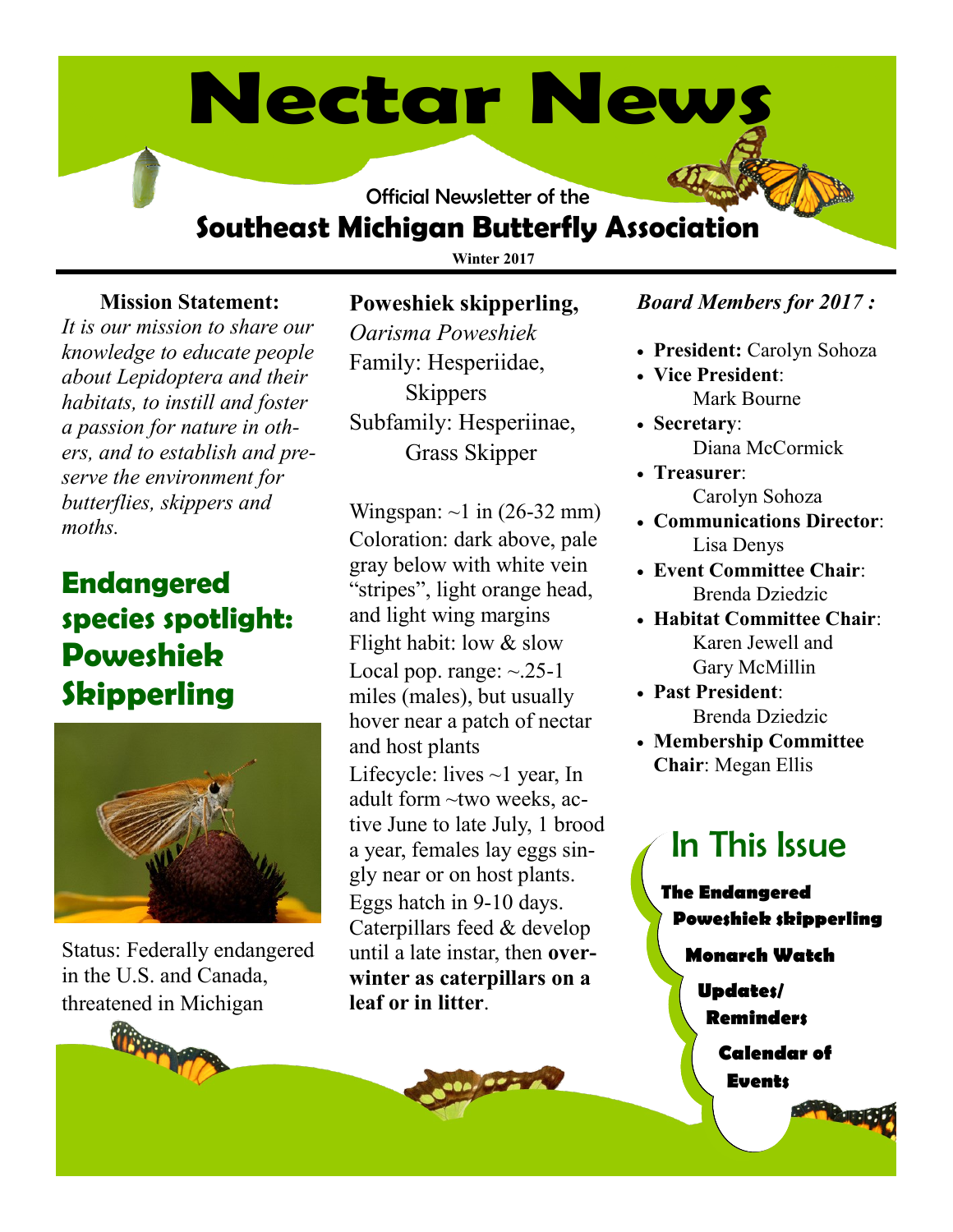# Nectar News

Official Newsletter of the

## Southeast Michigan Butterfly Association

**Winter 2017**

**Mission Statement:**

*It is our mission to share our knowledge to educate people about Lepidoptera and their habitats, to instill and foster a passion for nature in others, and to establish and preserve the environment for butterflies, skippers and moths.*

## Endangered species spotlight: Poweshiek Skipperling

Status: Federally endangered in the U.S. and Canada, threatened in Michigan

**Poweshiek skipperling,**

*Oarisma Poweshiek*

Family: Hesperiidae, Skippers

Subfamily: Hesperiinae, Grass Skipper

Wingspan: ~1 in (26-32 mm)

Coloration: dark above, pale gray below with white vein "stripes", light orange head, and light wing margins

Flight habit: low & slow

Local pop. range: ~.25-1 miles (males), but usually hover near a patch of nectar and host plants

Lifecycle: lives ~1 year, In adult form ~two weeks, active June to late July, 1 brood a year, females lay eggs singly near or on host plants. Eggs hatch in 9-10 days. Caterpillars feed & develop until a late instar, then **overwinter as caterpillars on a leaf or in litter**.

*Board Members for 2017 :*

- **President:** Carolyn Sohoza
- **Vice President**: Mark Bourne
- **Secretary**: Diana McCormick
- **Treasurer**: Carolyn Sohoza
- **Communications Director**: Lisa Denys
- **Event Committee Chair**: Brenda Dziedzic
- **Habitat Committee Chair**: Karen Jewell and Gary McMillin
- **Past President**: Brenda Dziedzic
- **Membership Committee Chair**: Megan Ellis

## In This Issue

- **The Endangered Poweshiek skipperling**
- **Monarch Watch**
- **Updates/ Reminders**
- **Calendar of Events**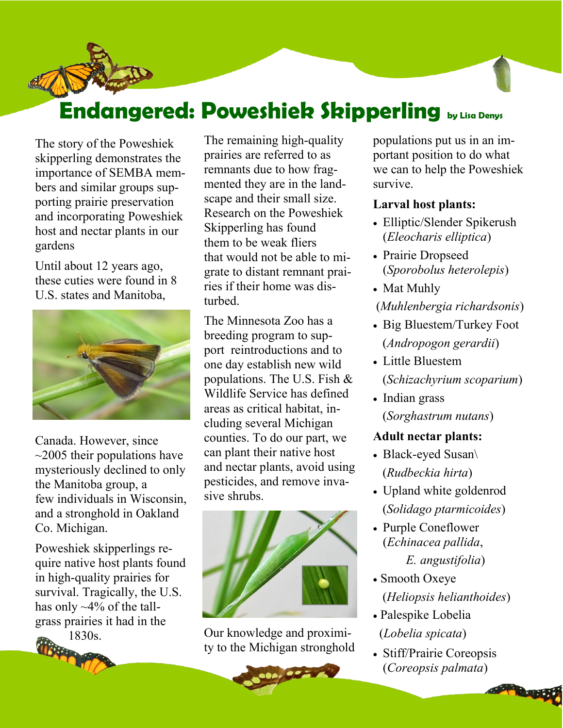# Endangered: Poweshiek Skipperling

by Lisa Denys

The story of the Poweshiek skipperling demonstrates the importance of SEMBA members and similar groups supporting prairie preservation and incorporating Poweshiek host and nectar plants in our gardens

Until about 12 years ago, these cuties were found in 8 U.S. states and Manitoba, Canada. However, since ~2005 their populations have mysteriously declined to only the Manitoba group, a few individuals in Wisconsin, and a stronghold in Oakland Co. Michigan.

Poweshiek skipperlings require native host plants found in high-quality prairies for survival. Tragically, the U.S. has only ~4% of the tallgrass prairies it had in the 1830s.

The remaining high-quality prairies are referred to as remnants due to how fragmented they are in the landscape and their small size. Research on the Poweshiek Skipperling has found them to be weak fliers that would not be able to migrate to distant remnant prairies if their home was disturbed.

The Minnesota Zoo has a breeding program to support reintroductions and to one day establish new wild populations. The U.S. Fish & Wildlife Service has defined areas as critical habitat, including several Michigan counties. To do our part, we can plant their native host and nectar plants, avoid using pesticides, and remove invasive shrubs.

Our knowledge and proximity to the Michigan stronghold populations put us in an important position to do what we can to help the Poweshiek survive.

**Larval host plants:**

- Elliptic/Slender Spikerush (*Eleocharis elliptica*)
- Prairie Dropseed (*Sporobolus heterolepis*)
- Mat Muhly (*Muhlenbergia richardsonis*)
- Big Bluestem/Turkey Foot (*Andropogon gerardii*)
- Little Bluestem (*Schizachyrium scoparium*)
- Indian grass (*Sorghastrum nutans*)

**Adult nectar plants:**

- Black-eyed Susan\ (*Rudbeckia hirta*)
- Upland white goldenrod (*Solidago ptarmicoides*)
- Purple Coneflower (*Echinacea pallida*, *E. angustifolia*)
- Smooth Oxeye (*Heliopsis helianthoides*)
- Palespike Lobelia (*Lobelia spicata*)
- Stiff/Prairie Coreopsis (*Coreopsis palmata*)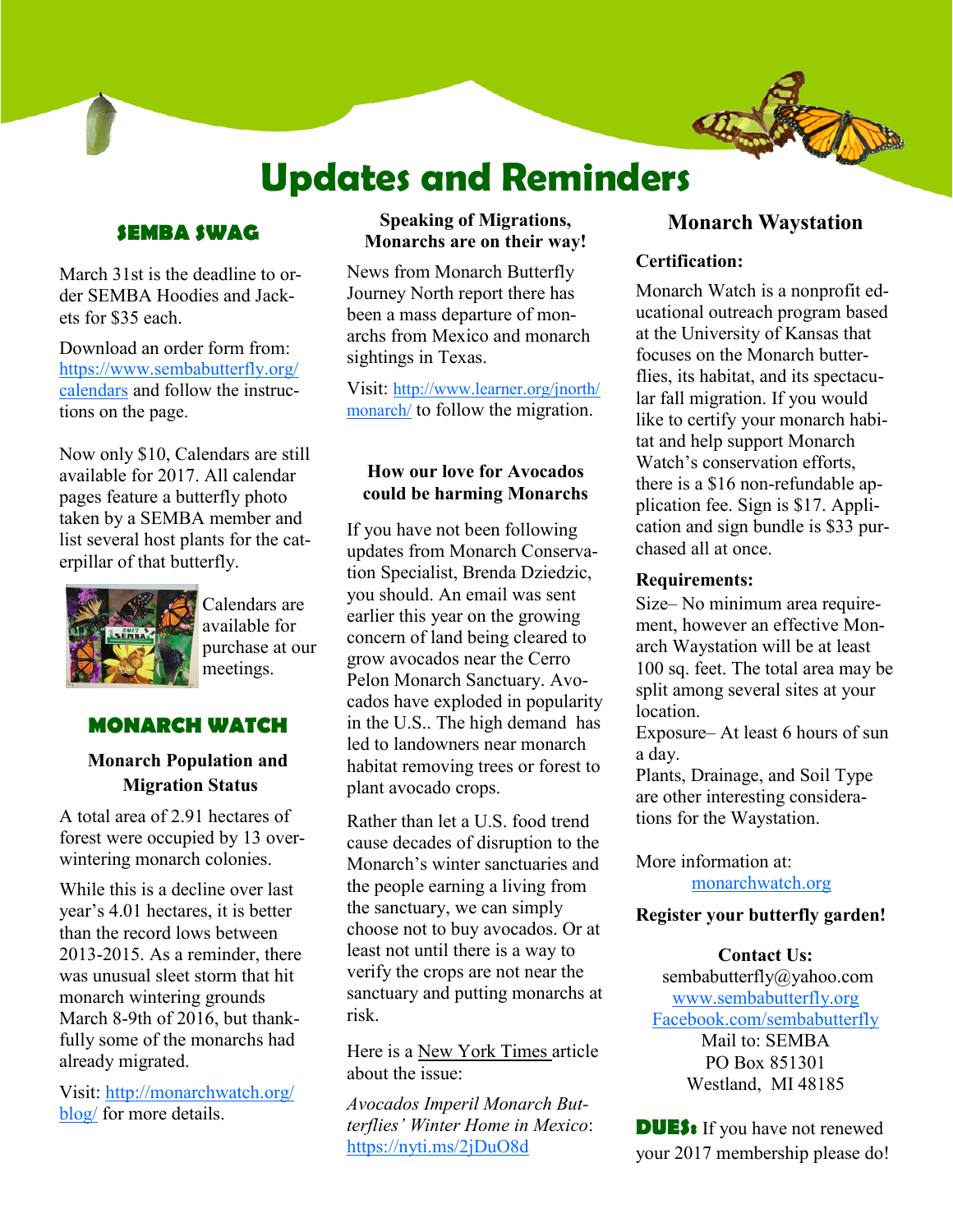# Updates and Reminders

## SEMBA SWAG

March 31st is the deadline to order SEMBA Hoodies and Jackets for $35 each.

Download an order form from: https://www.sembabutterfly.org/calendars and follow the instructions on the page.

Now only $10, Calendars are still available for 2017. All calendar pages feature a butterfly photo taken by a SEMBA member and list several host plants for the caterpillar of that butterfly.

Calendars are available for purchase at our meetings.

## MONARCH WATCH

### Monarch Population and Migration Status

A total area of 2.91 hectares of forest were occupied by 13 overwintering monarch colonies.

While this is a decline over last year's 4.01 hectares, it is better than the record lows between 2013-2015. As a reminder, there was unusual sleet storm that hit monarch wintering grounds March 8-9th of 2016, but thankfully some of the monarchs had already migrated.

Visit: http://monarchwatch.org/blog/ for more details.

### Speaking of Migrations, Monarchs are on their way!

News from Monarch Butterfly Journey North report there has been a mass departure of monarchs from Mexico and monarch sightings in Texas.

Visit: http://www.learner.org/jnorth/monarch/ to follow the migration.

### How our love for Avocados could be harming Monarchs

If you have not been following updates from Monarch Conservation Specialist, Brenda Dziedzic, you should. An email was sent earlier this year on the growing concern of land being cleared to grow avocados near the Cerro Pelon Monarch Sanctuary. Avocados have exploded in popularity in the U.S.. The high demand has led to landowners near monarch habitat removing trees or forest to plant avocado crops.

Rather than let a U.S. food trend cause decades of disruption to the Monarch's winter sanctuaries and the people earning a living from the sanctuary, we can simply choose not to buy avocados. Or at least not until there is a way to verify the crops are not near the sanctuary and putting monarchs at risk.

Here is a New York Times article about the issue:

*Avocados Imperil Monarch Butterflies' Winter Home in Mexico*: https://nyti.ms/2jDuO8d

## Monarch Waystation

**Certification:**

Monarch Watch is a nonprofit educational outreach program based at the University of Kansas that focuses on the Monarch butterflies, its habitat, and its spectacular fall migration. If you would like to certify your monarch habitat and help support Monarch Watch's conservation efforts, there is a $16 non-refundable application fee. Sign is $17. Application and sign bundle is $33 purchased all at once.

**Requirements:**

Size– No minimum area requirement, however an effective Monarch Waystation will be at least 100 sq. feet. The total area may be split among several sites at your location.

Exposure– At least 6 hours of sun a day.

Plants, Drainage, and Soil Type are other interesting considerations for the Waystation.

More information at: monarchwatch.org

**Register your butterfly garden!**

**Contact Us:**

sembabutterfly@yahoo.com
www.sembabutterfly.org
Facebook.com/sembabutterfly
Mail to: SEMBA
PO Box 851301
Westland, MI 48185

**DUES:** If you have not renewed your 2017 membership please do!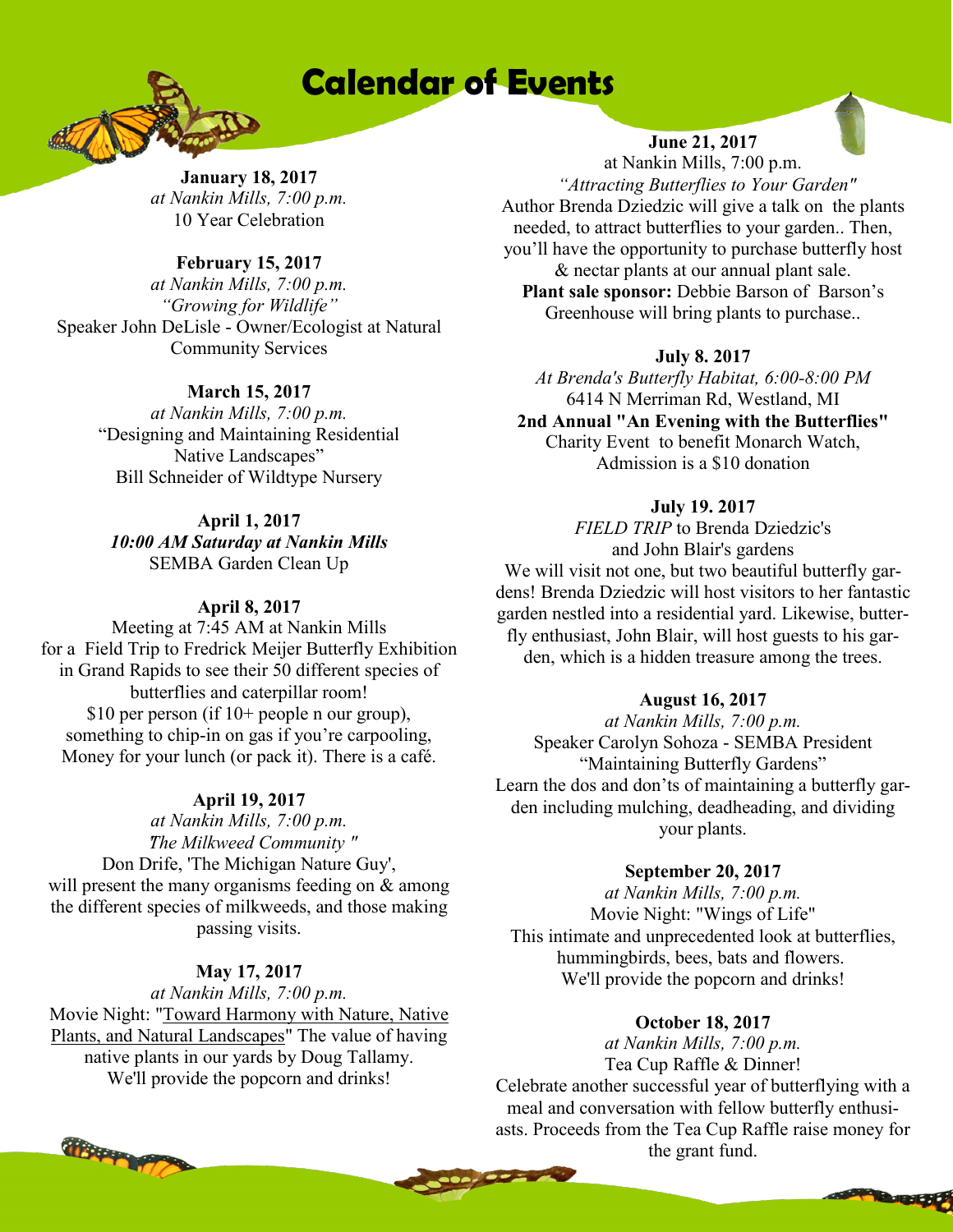# Calendar of Events

**January 18, 2017**
*at Nankin Mills, 7:00 p.m.*
10 Year Celebration

**February 15, 2017**
*at Nankin Mills, 7:00 p.m.*
*"Growing for Wildlife"*
Speaker John DeLisle - Owner/Ecologist at Natural Community Services

**March 15, 2017**
*at Nankin Mills, 7:00 p.m.*
"Designing and Maintaining Residential Native Landscapes"
Bill Schneider of Wildtype Nursery

**April 1, 2017**
***10:00 AM Saturday at Nankin Mills***
SEMBA Garden Clean Up

**April 8, 2017**
Meeting at 7:45 AM at Nankin Mills for a Field Trip to Fredrick Meijer Butterfly Exhibition in Grand Rapids to see their 50 different species of butterflies and caterpillar room!
$10 per person (if 10+ people n our group), something to chip-in on gas if you're carpooling, Money for your lunch (or pack it). There is a café.

**April 19, 2017**
*at Nankin Mills, 7:00 p.m.*
*The Milkweed Community "*
Don Drife, 'The Michigan Nature Guy', will present the many organisms feeding on & among the different species of milkweeds, and those making passing visits.

**May 17, 2017**
*at Nankin Mills, 7:00 p.m.*
Movie Night: "Toward Harmony with Nature, Native Plants, and Natural Landscapes" The value of having native plants in our yards by Doug Tallamy.
We'll provide the popcorn and drinks!

**June 21, 2017**
at Nankin Mills, 7:00 p.m.
*"Attracting Butterflies to Your Garden"*
Author Brenda Dziedzic will give a talk on the plants needed, to attract butterflies to your garden.. Then, you'll have the opportunity to purchase butterfly host & nectar plants at our annual plant sale.
**Plant sale sponsor:** Debbie Barson of Barson's Greenhouse will bring plants to purchase..

**July 8. 2017**
*At Brenda's Butterfly Habitat, 6:00-8:00 PM*
6414 N Merriman Rd, Westland, MI
**2nd Annual "An Evening with the Butterflies"**
Charity Event to benefit Monarch Watch,
Admission is a $10 donation

**July 19. 2017**
*FIELD TRIP* to Brenda Dziedzic's and John Blair's gardens
We will visit not one, but two beautiful butterfly gardens! Brenda Dziedzic will host visitors to her fantastic garden nestled into a residential yard. Likewise, butterfly enthusiast, John Blair, will host guests to his garden, which is a hidden treasure among the trees.

**August 16, 2017**
*at Nankin Mills, 7:00 p.m.*
Speaker Carolyn Sohoza - SEMBA President
"Maintaining Butterfly Gardens"
Learn the dos and don'ts of maintaining a butterfly garden including mulching, deadheading, and dividing your plants.

**September 20, 2017**
*at Nankin Mills, 7:00 p.m.*
Movie Night: "Wings of Life"
This intimate and unprecedented look at butterflies, hummingbirds, bees, bats and flowers.
We'll provide the popcorn and drinks!

**October 18, 2017**
*at Nankin Mills, 7:00 p.m.*
Tea Cup Raffle & Dinner!
Celebrate another successful year of butterflying with a meal and conversation with fellow butterfly enthusiasts. Proceeds from the Tea Cup Raffle raise money for the grant fund.